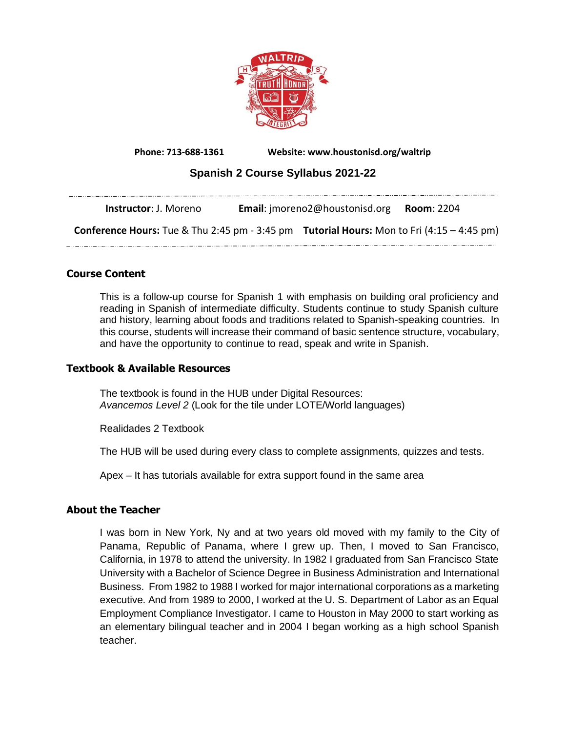**Phone: 713-688-1361** **Website: www.houstonisd.org/waltrip**

# Spanish 2 Course Syllabus 2021-22

**Instructor**: J. Moreno **Email**: jmoreno2@houstonisd.org **Room**: 2204

**Conference Hours:** Tue & Thu 2:45 pm - 3:45 pm **Tutorial Hours:** Mon to Fri (4:15 – 4:45 pm)

## Course Content

This is a follow-up course for Spanish 1 with emphasis on building oral proficiency and reading in Spanish of intermediate difficulty. Students continue to study Spanish culture and history, learning about foods and traditions related to Spanish-speaking countries. In this course, students will increase their command of basic sentence structure, vocabulary, and have the opportunity to continue to read, speak and write in Spanish.

## Textbook & Available Resources

The textbook is found in the HUB under Digital Resources:
*Avancemos Level 2* (Look for the tile under LOTE/World languages)

Realidades 2 Textbook

The HUB will be used during every class to complete assignments, quizzes and tests.

Apex – It has tutorials available for extra support found in the same area

## About the Teacher

I was born in New York, Ny and at two years old moved with my family to the City of Panama, Republic of Panama, where I grew up. Then, I moved to San Francisco, California, in 1978 to attend the university. In 1982 I graduated from San Francisco State University with a Bachelor of Science Degree in Business Administration and International Business. From 1982 to 1988 I worked for major international corporations as a marketing executive. And from 1989 to 2000, I worked at the U. S. Department of Labor as an Equal Employment Compliance Investigator. I came to Houston in May 2000 to start working as an elementary bilingual teacher and in 2004 I began working as a high school Spanish teacher.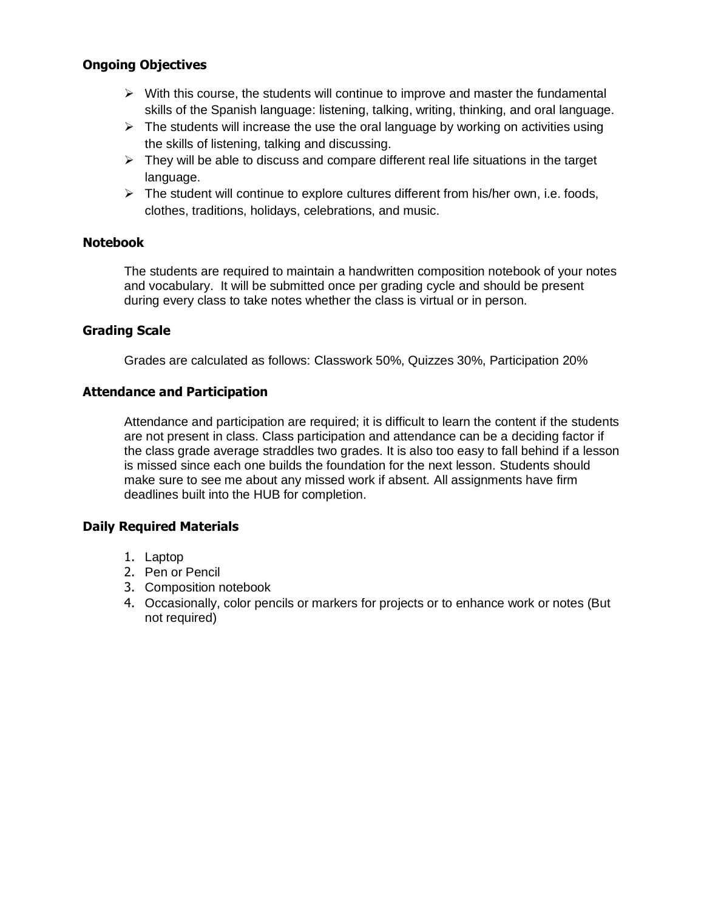## Ongoing Objectives

- With this course, the students will continue to improve and master the fundamental skills of the Spanish language: listening, talking, writing, thinking, and oral language.
- The students will increase the use the oral language by working on activities using the skills of listening, talking and discussing.
- They will be able to discuss and compare different real life situations in the target language.
- The student will continue to explore cultures different from his/her own, i.e. foods, clothes, traditions, holidays, celebrations, and music.

## Notebook

The students are required to maintain a handwritten composition notebook of your notes and vocabulary. It will be submitted once per grading cycle and should be present during every class to take notes whether the class is virtual or in person.

## Grading Scale

Grades are calculated as follows: Classwork 50%, Quizzes 30%, Participation 20%

## Attendance and Participation

Attendance and participation are required; it is difficult to learn the content if the students are not present in class. Class participation and attendance can be a deciding factor if the class grade average straddles two grades. It is also too easy to fall behind if a lesson is missed since each one builds the foundation for the next lesson. Students should make sure to see me about any missed work if absent. All assignments have firm deadlines built into the HUB for completion.

## Daily Required Materials

1. Laptop
2. Pen or Pencil
3. Composition notebook
4. Occasionally, color pencils or markers for projects or to enhance work or notes (But not required)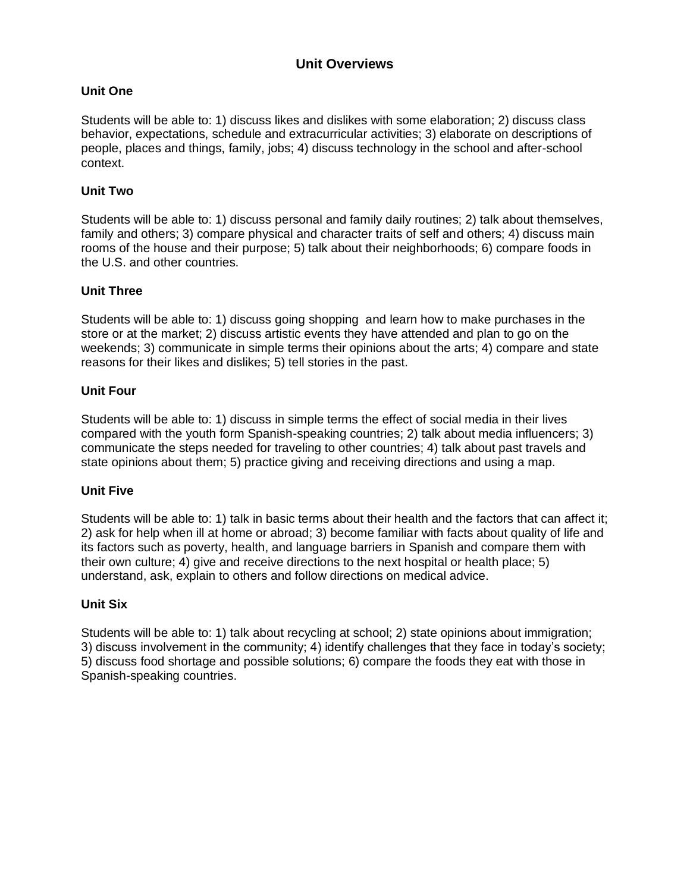# Unit Overviews

## Unit One

Students will be able to: 1) discuss likes and dislikes with some elaboration; 2) discuss class behavior, expectations, schedule and extracurricular activities; 3) elaborate on descriptions of people, places and things, family, jobs; 4) discuss technology in the school and after-school context.

## Unit Two

Students will be able to: 1) discuss personal and family daily routines; 2) talk about themselves, family and others; 3) compare physical and character traits of self and others; 4) discuss main rooms of the house and their purpose; 5) talk about their neighborhoods; 6) compare foods in the U.S. and other countries.

## Unit Three

Students will be able to: 1) discuss going shopping and learn how to make purchases in the store or at the market; 2) discuss artistic events they have attended and plan to go on the weekends; 3) communicate in simple terms their opinions about the arts; 4) compare and state reasons for their likes and dislikes; 5) tell stories in the past.

## Unit Four

Students will be able to: 1) discuss in simple terms the effect of social media in their lives compared with the youth form Spanish-speaking countries; 2) talk about media influencers; 3) communicate the steps needed for traveling to other countries; 4) talk about past travels and state opinions about them; 5) practice giving and receiving directions and using a map.

## Unit Five

Students will be able to: 1) talk in basic terms about their health and the factors that can affect it; 2) ask for help when ill at home or abroad; 3) become familiar with facts about quality of life and its factors such as poverty, health, and language barriers in Spanish and compare them with their own culture; 4) give and receive directions to the next hospital or health place; 5) understand, ask, explain to others and follow directions on medical advice.

## Unit Six

Students will be able to: 1) talk about recycling at school; 2) state opinions about immigration; 3) discuss involvement in the community; 4) identify challenges that they face in today's society; 5) discuss food shortage and possible solutions; 6) compare the foods they eat with those in Spanish-speaking countries.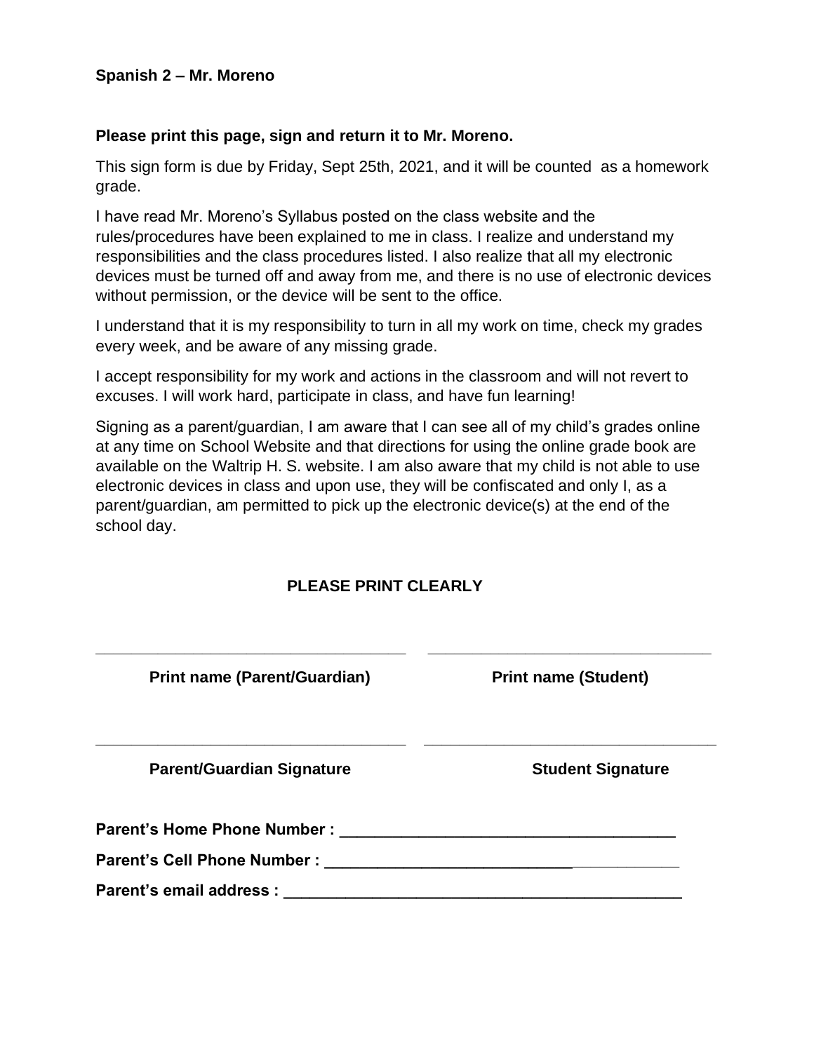**Spanish 2 – Mr. Moreno**

**Please print this page, sign and return it to Mr. Moreno.**

This sign form is due by Friday, Sept 25th, 2021, and it will be counted as a homework grade.

I have read Mr. Moreno's Syllabus posted on the class website and the rules/procedures have been explained to me in class. I realize and understand my responsibilities and the class procedures listed. I also realize that all my electronic devices must be turned off and away from me, and there is no use of electronic devices without permission, or the device will be sent to the office.

I understand that it is my responsibility to turn in all my work on time, check my grades every week, and be aware of any missing grade.

I accept responsibility for my work and actions in the classroom and will not revert to excuses. I will work hard, participate in class, and have fun learning!

Signing as a parent/guardian, I am aware that I can see all of my child's grades online at any time on School Website and that directions for using the online grade book are available on the Waltrip H. S. website. I am also aware that my child is not able to use electronic devices in class and upon use, they will be confiscated and only I, as a parent/guardian, am permitted to pick up the electronic device(s) at the end of the school day.

**PLEASE PRINT CLEARLY**

_____________________________________ _________________________________

**Print name (Parent/Guardian)** **Print name (Student)**

_____________________________________ _________________________________

**Parent/Guardian Signature** **Student Signature**

**Parent's Home Phone Number :** _______________________________________

**Parent's Cell Phone Number :** _______________________________________

**Parent's email address :** _______________________________________________